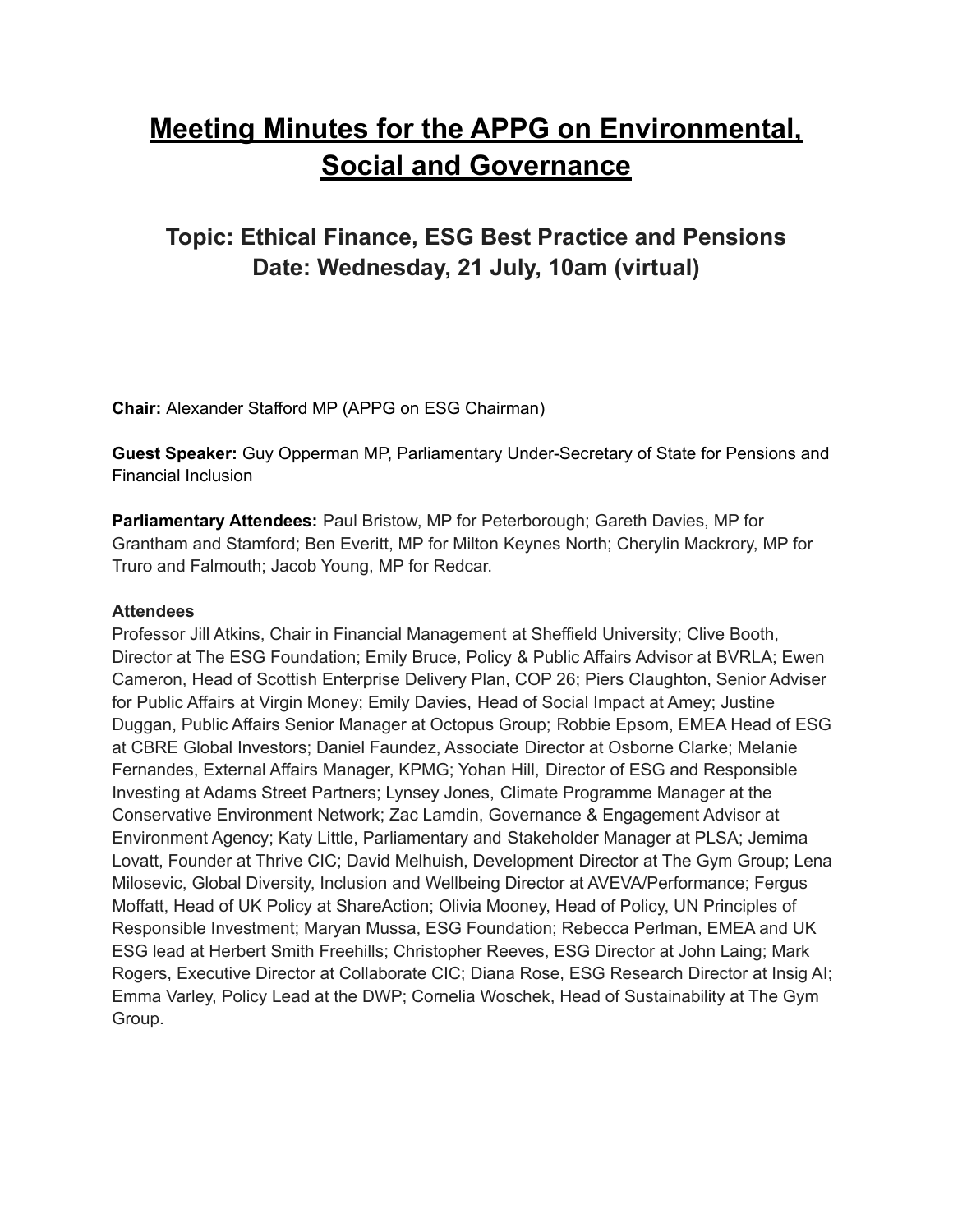# Meeting Minutes for the APPG on Environmental, Social and Governance

## Topic: Ethical Finance, ESG Best Practice and Pensions
## Date: Wednesday, 21 July, 10am (virtual)

**Chair:** Alexander Stafford MP (APPG on ESG Chairman)

**Guest Speaker:** Guy Opperman MP, Parliamentary Under-Secretary of State for Pensions and Financial Inclusion

**Parliamentary Attendees:** Paul Bristow, MP for Peterborough; Gareth Davies, MP for Grantham and Stamford; Ben Everitt, MP for Milton Keynes North; Cherylin Mackrory, MP for Truro and Falmouth; Jacob Young, MP for Redcar.

**Attendees**

Professor Jill Atkins, Chair in Financial Management at Sheffield University; Clive Booth, Director at The ESG Foundation; Emily Bruce, Policy & Public Affairs Advisor at BVRLA; Ewen Cameron, Head of Scottish Enterprise Delivery Plan, COP 26; Piers Claughton, Senior Adviser for Public Affairs at Virgin Money; Emily Davies, Head of Social Impact at Amey; Justine Duggan, Public Affairs Senior Manager at Octopus Group; Robbie Epsom, EMEA Head of ESG at CBRE Global Investors; Daniel Faundez, Associate Director at Osborne Clarke; Melanie Fernandes, External Affairs Manager, KPMG; Yohan Hill, Director of ESG and Responsible Investing at Adams Street Partners; Lynsey Jones, Climate Programme Manager at the Conservative Environment Network; Zac Lamdin, Governance & Engagement Advisor at Environment Agency; Katy Little, Parliamentary and Stakeholder Manager at PLSA; Jemima Lovatt, Founder at Thrive CIC; David Melhuish, Development Director at The Gym Group; Lena Milosevic, Global Diversity, Inclusion and Wellbeing Director at AVEVA/Performance; Fergus Moffatt, Head of UK Policy at ShareAction; Olivia Mooney, Head of Policy, UN Principles of Responsible Investment; Maryan Mussa, ESG Foundation; Rebecca Perlman, EMEA and UK ESG lead at Herbert Smith Freehills; Christopher Reeves, ESG Director at John Laing; Mark Rogers, Executive Director at Collaborate CIC; Diana Rose, ESG Research Director at Insig AI; Emma Varley, Policy Lead at the DWP; Cornelia Woschek, Head of Sustainability at The Gym Group.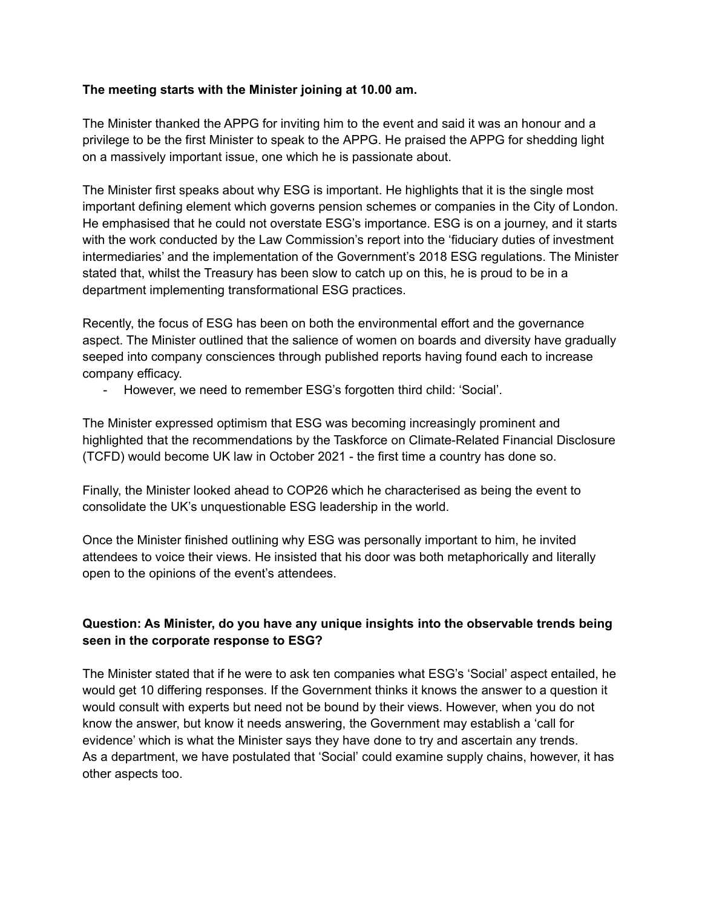**The meeting starts with the Minister joining at 10.00 am.**

The Minister thanked the APPG for inviting him to the event and said it was an honour and a privilege to be the first Minister to speak to the APPG. He praised the APPG for shedding light on a massively important issue, one which he is passionate about.

The Minister first speaks about why ESG is important. He highlights that it is the single most important defining element which governs pension schemes or companies in the City of London. He emphasised that he could not overstate ESG's importance. ESG is on a journey, and it starts with the work conducted by the Law Commission's report into the 'fiduciary duties of investment intermediaries' and the implementation of the Government's 2018 ESG regulations. The Minister stated that, whilst the Treasury has been slow to catch up on this, he is proud to be in a department implementing transformational ESG practices.

Recently, the focus of ESG has been on both the environmental effort and the governance aspect. The Minister outlined that the salience of women on boards and diversity have gradually seeped into company consciences through published reports having found each to increase company efficacy.

- However, we need to remember ESG's forgotten third child: 'Social'.

The Minister expressed optimism that ESG was becoming increasingly prominent and highlighted that the recommendations by the Taskforce on Climate-Related Financial Disclosure (TCFD) would become UK law in October 2021 - the first time a country has done so.

Finally, the Minister looked ahead to COP26 which he characterised as being the event to consolidate the UK's unquestionable ESG leadership in the world.

Once the Minister finished outlining why ESG was personally important to him, he invited attendees to voice their views. He insisted that his door was both metaphorically and literally open to the opinions of the event's attendees.

**Question: As Minister, do you have any unique insights into the observable trends being seen in the corporate response to ESG?**

The Minister stated that if he were to ask ten companies what ESG's 'Social' aspect entailed, he would get 10 differing responses. If the Government thinks it knows the answer to a question it would consult with experts but need not be bound by their views. However, when you do not know the answer, but know it needs answering, the Government may establish a 'call for evidence' which is what the Minister says they have done to try and ascertain any trends. As a department, we have postulated that 'Social' could examine supply chains, however, it has other aspects too.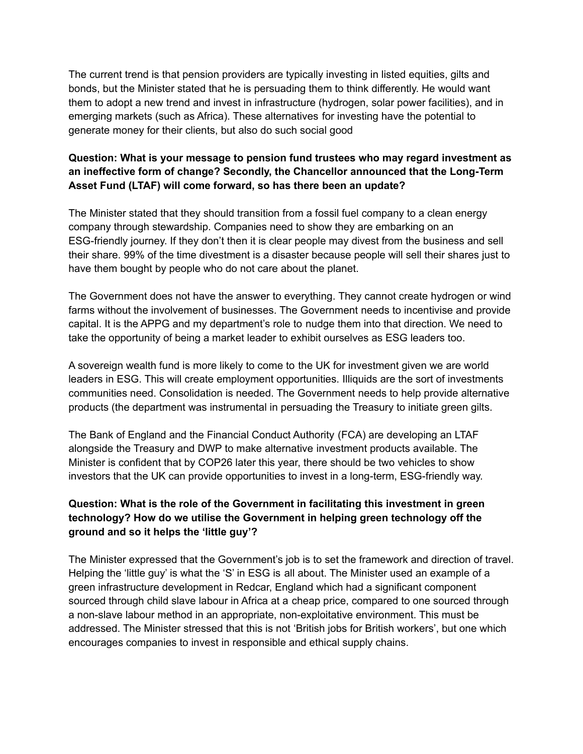The current trend is that pension providers are typically investing in listed equities, gilts and bonds, but the Minister stated that he is persuading them to think differently. He would want them to adopt a new trend and invest in infrastructure (hydrogen, solar power facilities), and in emerging markets (such as Africa). These alternatives for investing have the potential to generate money for their clients, but also do such social good

**Question: What is your message to pension fund trustees who may regard investment as an ineffective form of change? Secondly, the Chancellor announced that the Long-Term Asset Fund (LTAF) will come forward, so has there been an update?**

The Minister stated that they should transition from a fossil fuel company to a clean energy company through stewardship. Companies need to show they are embarking on an ESG-friendly journey. If they don't then it is clear people may divest from the business and sell their share. 99% of the time divestment is a disaster because people will sell their shares just to have them bought by people who do not care about the planet.

The Government does not have the answer to everything. They cannot create hydrogen or wind farms without the involvement of businesses. The Government needs to incentivise and provide capital. It is the APPG and my department's role to nudge them into that direction. We need to take the opportunity of being a market leader to exhibit ourselves as ESG leaders too.

A sovereign wealth fund is more likely to come to the UK for investment given we are world leaders in ESG. This will create employment opportunities. Illiquids are the sort of investments communities need. Consolidation is needed. The Government needs to help provide alternative products (the department was instrumental in persuading the Treasury to initiate green gilts.

The Bank of England and the Financial Conduct Authority (FCA) are developing an LTAF alongside the Treasury and DWP to make alternative investment products available. The Minister is confident that by COP26 later this year, there should be two vehicles to show investors that the UK can provide opportunities to invest in a long-term, ESG-friendly way.

**Question: What is the role of the Government in facilitating this investment in green technology? How do we utilise the Government in helping green technology off the ground and so it helps the 'little guy'?**

The Minister expressed that the Government's job is to set the framework and direction of travel. Helping the 'little guy' is what the 'S' in ESG is all about. The Minister used an example of a green infrastructure development in Redcar, England which had a significant component sourced through child slave labour in Africa at a cheap price, compared to one sourced through a non-slave labour method in an appropriate, non-exploitative environment. This must be addressed. The Minister stressed that this is not 'British jobs for British workers', but one which encourages companies to invest in responsible and ethical supply chains.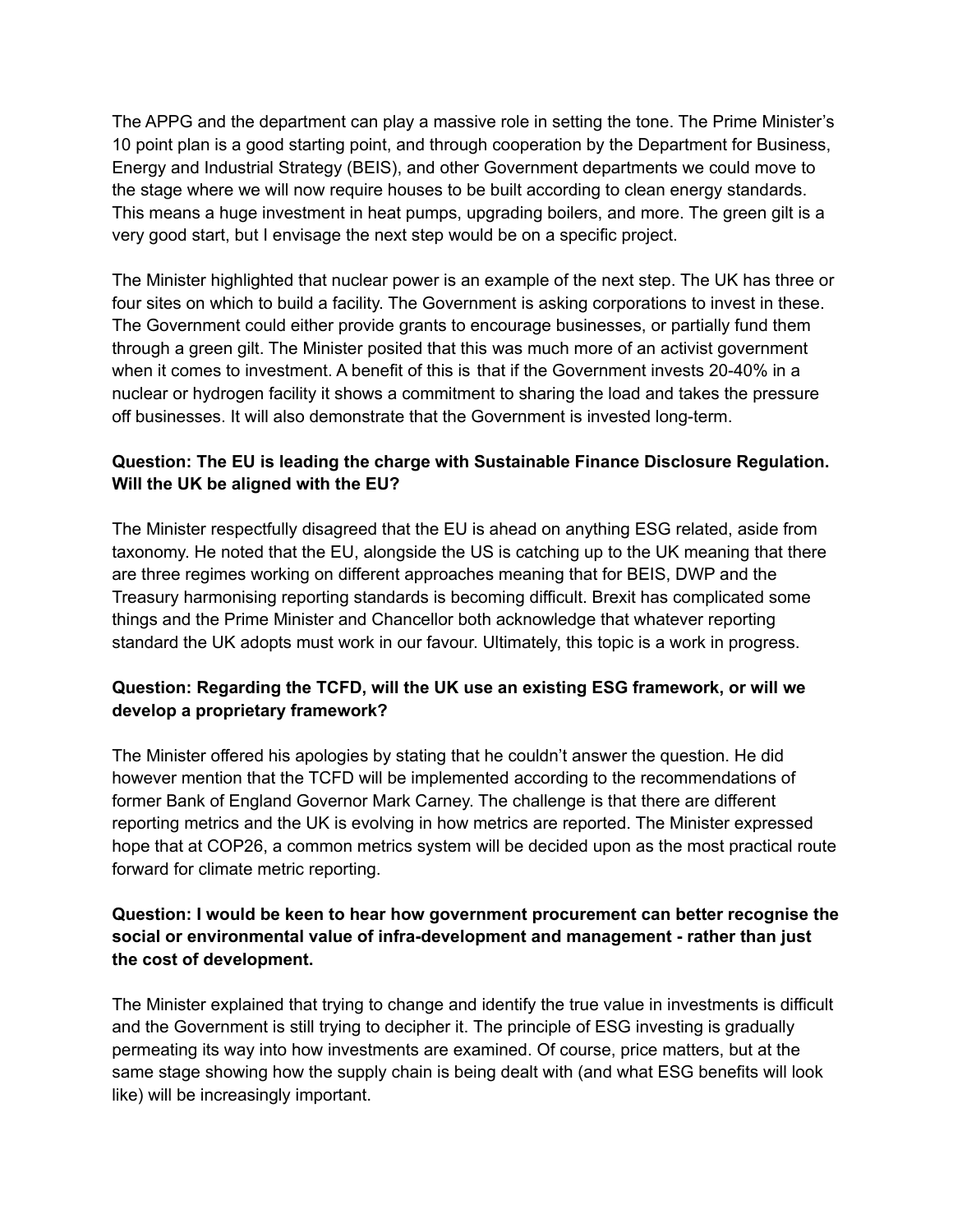The APPG and the department can play a massive role in setting the tone. The Prime Minister's 10 point plan is a good starting point, and through cooperation by the Department for Business, Energy and Industrial Strategy (BEIS), and other Government departments we could move to the stage where we will now require houses to be built according to clean energy standards. This means a huge investment in heat pumps, upgrading boilers, and more. The green gilt is a very good start, but I envisage the next step would be on a specific project.

The Minister highlighted that nuclear power is an example of the next step. The UK has three or four sites on which to build a facility. The Government is asking corporations to invest in these. The Government could either provide grants to encourage businesses, or partially fund them through a green gilt. The Minister posited that this was much more of an activist government when it comes to investment. A benefit of this is that if the Government invests 20-40% in a nuclear or hydrogen facility it shows a commitment to sharing the load and takes the pressure off businesses. It will also demonstrate that the Government is invested long-term.

**Question: The EU is leading the charge with Sustainable Finance Disclosure Regulation. Will the UK be aligned with the EU?**

The Minister respectfully disagreed that the EU is ahead on anything ESG related, aside from taxonomy. He noted that the EU, alongside the US is catching up to the UK meaning that there are three regimes working on different approaches meaning that for BEIS, DWP and the Treasury harmonising reporting standards is becoming difficult. Brexit has complicated some things and the Prime Minister and Chancellor both acknowledge that whatever reporting standard the UK adopts must work in our favour. Ultimately, this topic is a work in progress.

**Question: Regarding the TCFD, will the UK use an existing ESG framework, or will we develop a proprietary framework?**

The Minister offered his apologies by stating that he couldn't answer the question. He did however mention that the TCFD will be implemented according to the recommendations of former Bank of England Governor Mark Carney. The challenge is that there are different reporting metrics and the UK is evolving in how metrics are reported. The Minister expressed hope that at COP26, a common metrics system will be decided upon as the most practical route forward for climate metric reporting.

**Question: I would be keen to hear how government procurement can better recognise the social or environmental value of infra-development and management - rather than just the cost of development.**

The Minister explained that trying to change and identify the true value in investments is difficult and the Government is still trying to decipher it. The principle of ESG investing is gradually permeating its way into how investments are examined. Of course, price matters, but at the same stage showing how the supply chain is being dealt with (and what ESG benefits will look like) will be increasingly important.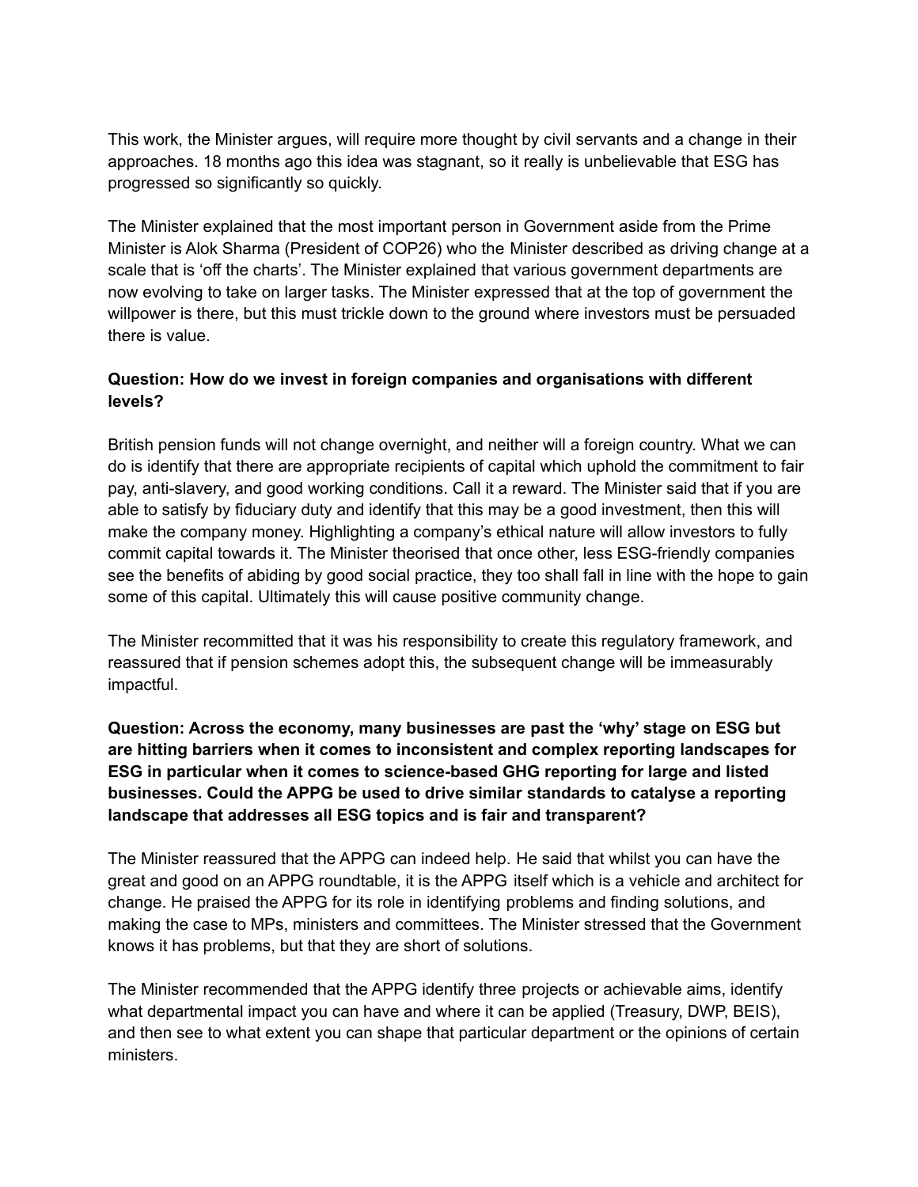This work, the Minister argues, will require more thought by civil servants and a change in their approaches. 18 months ago this idea was stagnant, so it really is unbelievable that ESG has progressed so significantly so quickly.

The Minister explained that the most important person in Government aside from the Prime Minister is Alok Sharma (President of COP26) who the Minister described as driving change at a scale that is 'off the charts'. The Minister explained that various government departments are now evolving to take on larger tasks. The Minister expressed that at the top of government the willpower is there, but this must trickle down to the ground where investors must be persuaded there is value.

**Question: How do we invest in foreign companies and organisations with different levels?**

British pension funds will not change overnight, and neither will a foreign country. What we can do is identify that there are appropriate recipients of capital which uphold the commitment to fair pay, anti-slavery, and good working conditions. Call it a reward. The Minister said that if you are able to satisfy by fiduciary duty and identify that this may be a good investment, then this will make the company money. Highlighting a company's ethical nature will allow investors to fully commit capital towards it. The Minister theorised that once other, less ESG-friendly companies see the benefits of abiding by good social practice, they too shall fall in line with the hope to gain some of this capital. Ultimately this will cause positive community change.

The Minister recommitted that it was his responsibility to create this regulatory framework, and reassured that if pension schemes adopt this, the subsequent change will be immeasurably impactful.

**Question: Across the economy, many businesses are past the 'why' stage on ESG but are hitting barriers when it comes to inconsistent and complex reporting landscapes for ESG in particular when it comes to science-based GHG reporting for large and listed businesses. Could the APPG be used to drive similar standards to catalyse a reporting landscape that addresses all ESG topics and is fair and transparent?**

The Minister reassured that the APPG can indeed help. He said that whilst you can have the great and good on an APPG roundtable, it is the APPG itself which is a vehicle and architect for change. He praised the APPG for its role in identifying problems and finding solutions, and making the case to MPs, ministers and committees. The Minister stressed that the Government knows it has problems, but that they are short of solutions.

The Minister recommended that the APPG identify three projects or achievable aims, identify what departmental impact you can have and where it can be applied (Treasury, DWP, BEIS), and then see to what extent you can shape that particular department or the opinions of certain ministers.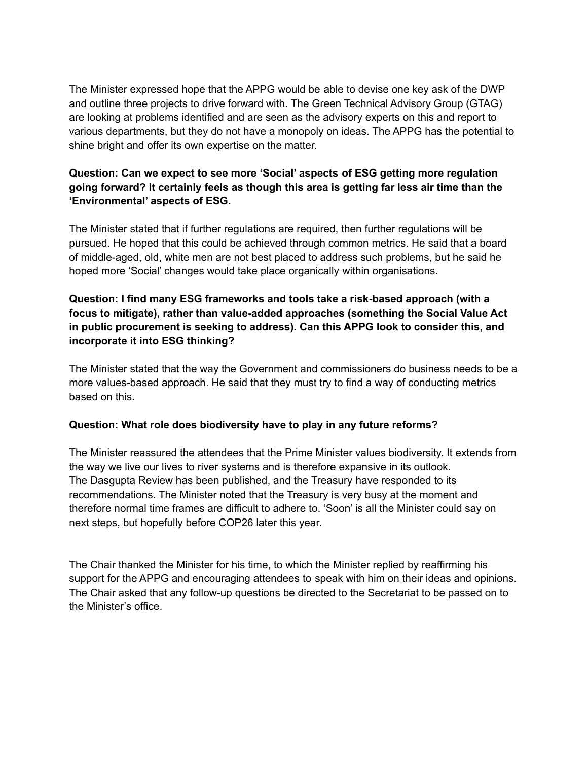The Minister expressed hope that the APPG would be able to devise one key ask of the DWP and outline three projects to drive forward with. The Green Technical Advisory Group (GTAG) are looking at problems identified and are seen as the advisory experts on this and report to various departments, but they do not have a monopoly on ideas. The APPG has the potential to shine bright and offer its own expertise on the matter.

**Question: Can we expect to see more 'Social' aspects of ESG getting more regulation going forward? It certainly feels as though this area is getting far less air time than the 'Environmental' aspects of ESG.**

The Minister stated that if further regulations are required, then further regulations will be pursued. He hoped that this could be achieved through common metrics. He said that a board of middle-aged, old, white men are not best placed to address such problems, but he said he hoped more 'Social' changes would take place organically within organisations.

**Question: I find many ESG frameworks and tools take a risk-based approach (with a focus to mitigate), rather than value-added approaches (something the Social Value Act in public procurement is seeking to address). Can this APPG look to consider this, and incorporate it into ESG thinking?**

The Minister stated that the way the Government and commissioners do business needs to be a more values-based approach. He said that they must try to find a way of conducting metrics based on this.

**Question: What role does biodiversity have to play in any future reforms?**

The Minister reassured the attendees that the Prime Minister values biodiversity. It extends from the way we live our lives to river systems and is therefore expansive in its outlook. The Dasgupta Review has been published, and the Treasury have responded to its recommendations. The Minister noted that the Treasury is very busy at the moment and therefore normal time frames are difficult to adhere to. 'Soon' is all the Minister could say on next steps, but hopefully before COP26 later this year.

The Chair thanked the Minister for his time, to which the Minister replied by reaffirming his support for the APPG and encouraging attendees to speak with him on their ideas and opinions. The Chair asked that any follow-up questions be directed to the Secretariat to be passed on to the Minister's office.